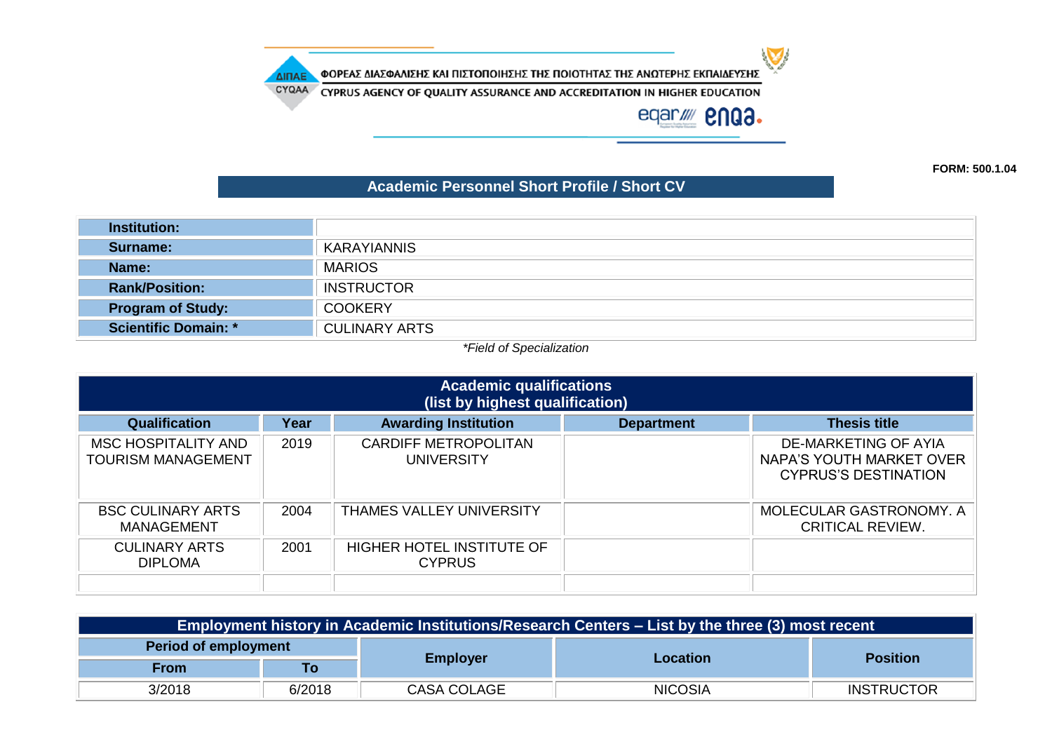ΦΟΡΕΑΣ ΔΙΑΣΦΑΛΙΣΗΣ ΚΑΙ ΠΙΣΤΟΠΟΙΗΣΗΣ ΤΗΣ ΠΟΙΟΤΗΤΑΣ ΤΗΣ ΑΝΩΤΕΡΗΣ ΕΚΠΑΙΔΕΥΣΗΣ

CYPRUS AGENCY OF QUALITY ASSURANCE AND ACCREDITATION IN HIGHER EDUCATION

**FORM: 500.1.04**

## Academic Personnel Short Profile / Short CV

| | |
|---|---|
| **Institution:** | |
| **Surname:** | KARAYIANNIS |
| **Name:** | MARIOS |
| **Rank/Position:** | INSTRUCTOR |
| **Program of Study:** | COOKERY |
| **Scientific Domain: *** | CULINARY ARTS |

*\*Field of Specialization*

| Academic qualifications (list by highest qualification) | | | | |
|---|---|---|---|---|
| **Qualification** | **Year** | **Awarding Institution** | **Department** | **Thesis title** |
| MSC HOSPITALITY AND TOURISM MANAGEMENT | 2019 | CARDIFF METROPOLITAN UNIVERSITY | | DE-MARKETING OF AYIA NAPA'S YOUTH MARKET OVER CYPRUS'S DESTINATION |
| BSC CULINARY ARTS MANAGEMENT | 2004 | THAMES VALLEY UNIVERSITY | | MOLECULAR GASTRONOMY. A CRITICAL REVIEW. |
| CULINARY ARTS DIPLOMA | 2001 | HIGHER HOTEL INSTITUTE OF CYPRUS | | |
| | | | | |

| Employment history in Academic Institutions/Research Centers – List by the three (3) most recent | | | | |
|---|---|---|---|---|
| **Period of employment** | | **Employer** | **Location** | **Position** |
| **From** | **To** | | | |
| 3/2018 | 6/2018 | CASA COLAGE | NICOSIA | INSTRUCTOR |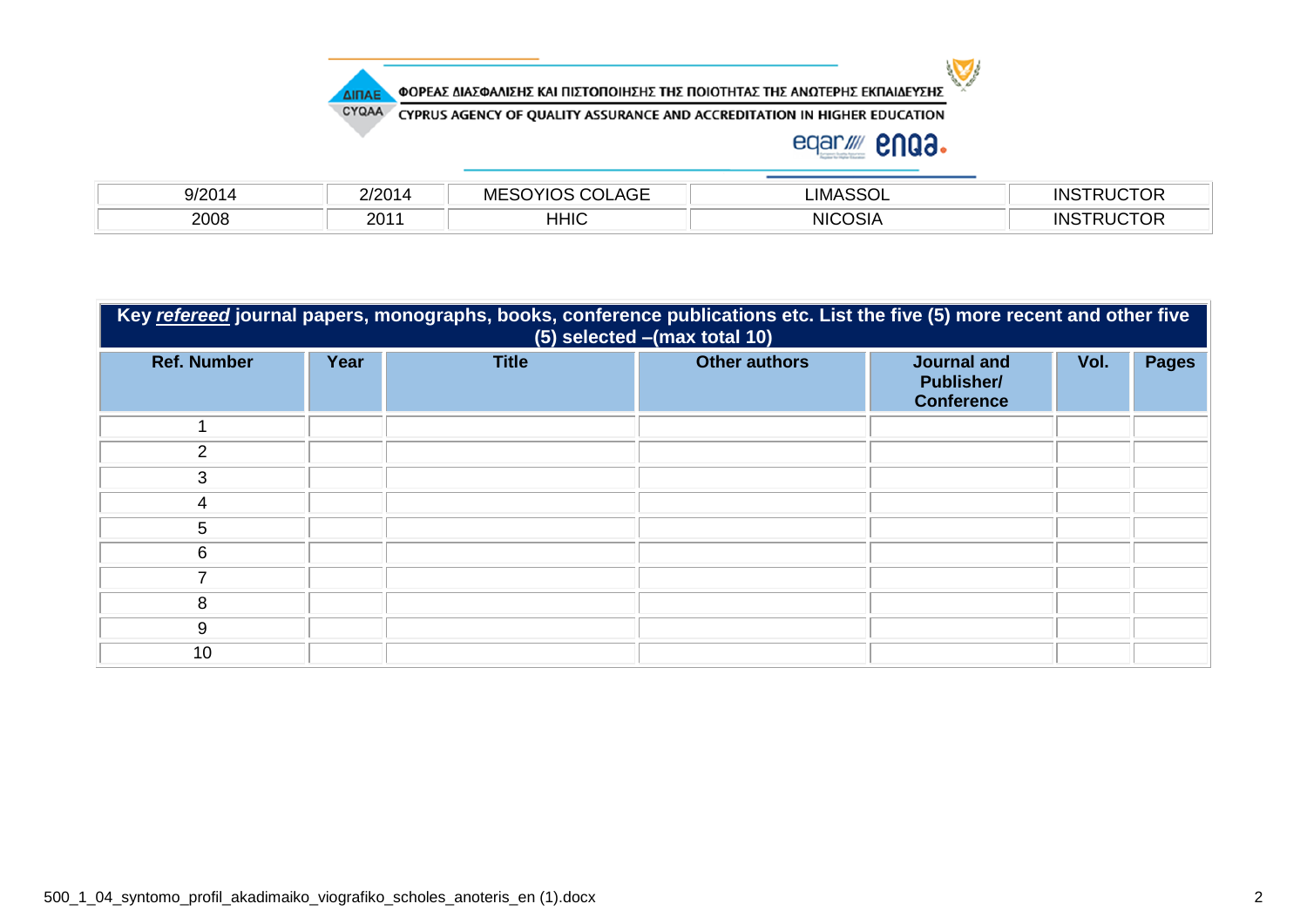| | | | | |
|---|---|---|---|---|
| 9/2014 | 2/2014 | MESOYIOS COLAGE | LIMASSOL | INSTRUCTOR |
| 2008 | 2011 | HHIC | NICOSIA | INSTRUCTOR |

**Key *refereed* journal papers, monographs, books, conference publications etc. List the five (5) more recent and other five (5) selected –(max total 10)**

| Ref. Number | Year | Title | Other authors | Journal and Publisher/ Conference | Vol. | Pages |
|---|---|---|---|---|---|---|
| 1 | | | | | | |
| 2 | | | | | | |
| 3 | | | | | | |
| 4 | | | | | | |
| 5 | | | | | | |
| 6 | | | | | | |
| 7 | | | | | | |
| 8 | | | | | | |
| 9 | | | | | | |
| 10 | | | | | | |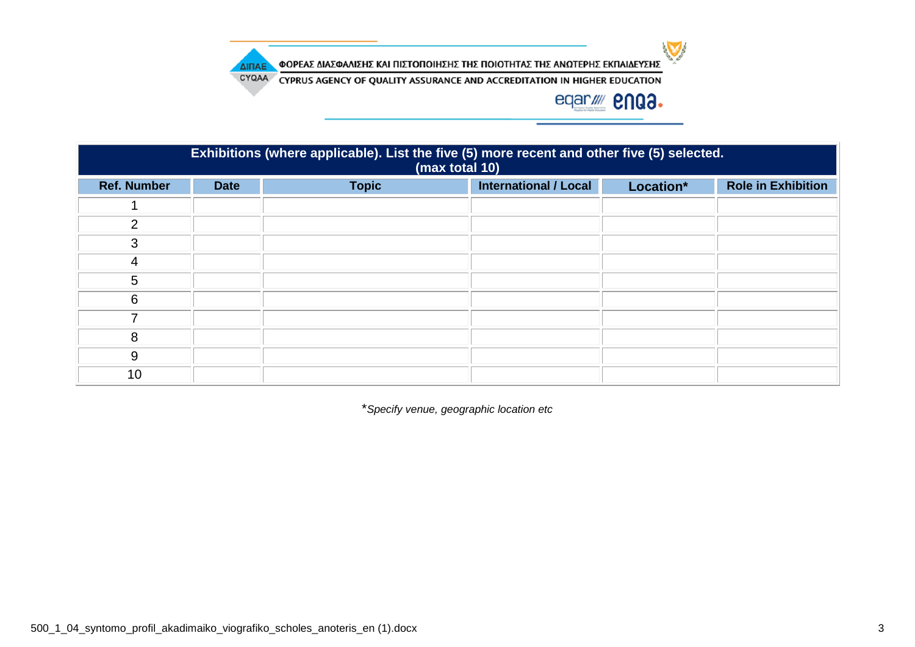| Exhibitions (where applicable). List the five (5) more recent and other five (5) selected. (max total 10) | | | | | |
|---|---|---|---|---|---|
| **Ref. Number** | **Date** | **Topic** | **International / Local** | **Location*** | **Role in Exhibition** |
| 1 | | | | | |
| 2 | | | | | |
| 3 | | | | | |
| 4 | | | | | |
| 5 | | | | | |
| 6 | | | | | |
| 7 | | | | | |
| 8 | | | | | |
| 9 | | | | | |
| 10 | | | | | |

**Specify venue, geographic location etc*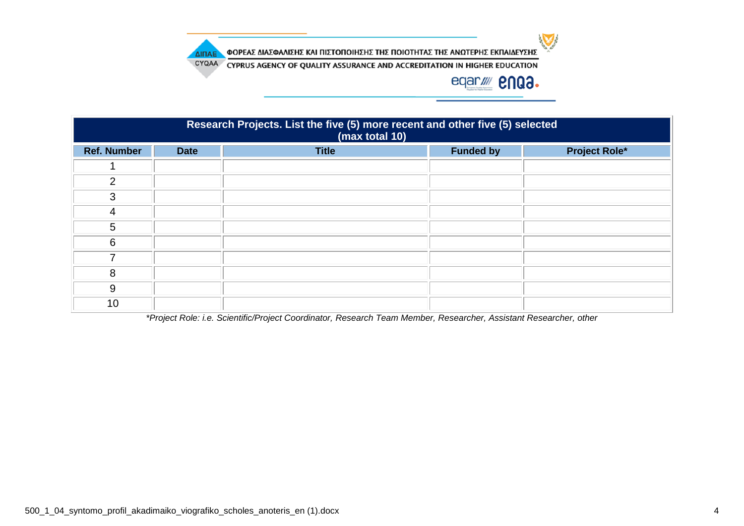| Research Projects. List the five (5) more recent and other five (5) selected (max total 10) | | | | |
|---|---|---|---|---|
| **Ref. Number** | **Date** | **Title** | **Funded by** | **Project Role*** |
| 1 | | | | |
| 2 | | | | |
| 3 | | | | |
| 4 | | | | |
| 5 | | | | |
| 6 | | | | |
| 7 | | | | |
| 8 | | | | |
| 9 | | | | |
| 10 | | | | |

*\*Project Role: i.e. Scientific/Project Coordinator, Research Team Member, Researcher, Assistant Researcher, other*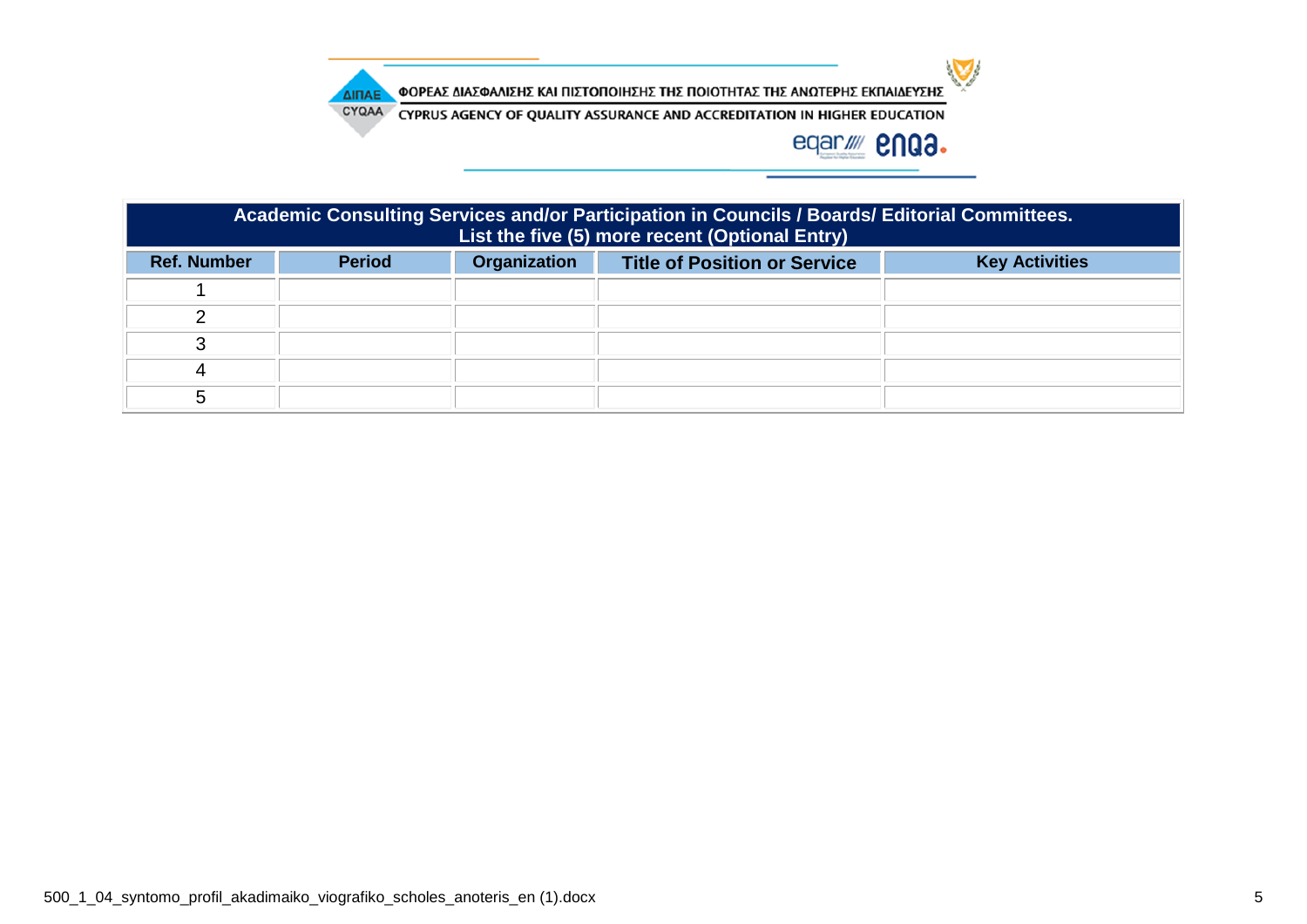| Academic Consulting Services and/or Participation in Councils / Boards/ Editorial Committees. List the five (5) more recent (Optional Entry) | | | | |
|---|---|---|---|---|
| **Ref. Number** | **Period** | **Organization** | **Title of Position or Service** | **Key Activities** |
| 1 | | | | |
| 2 | | | | |
| 3 | | | | |
| 4 | | | | |
| 5 | | | | |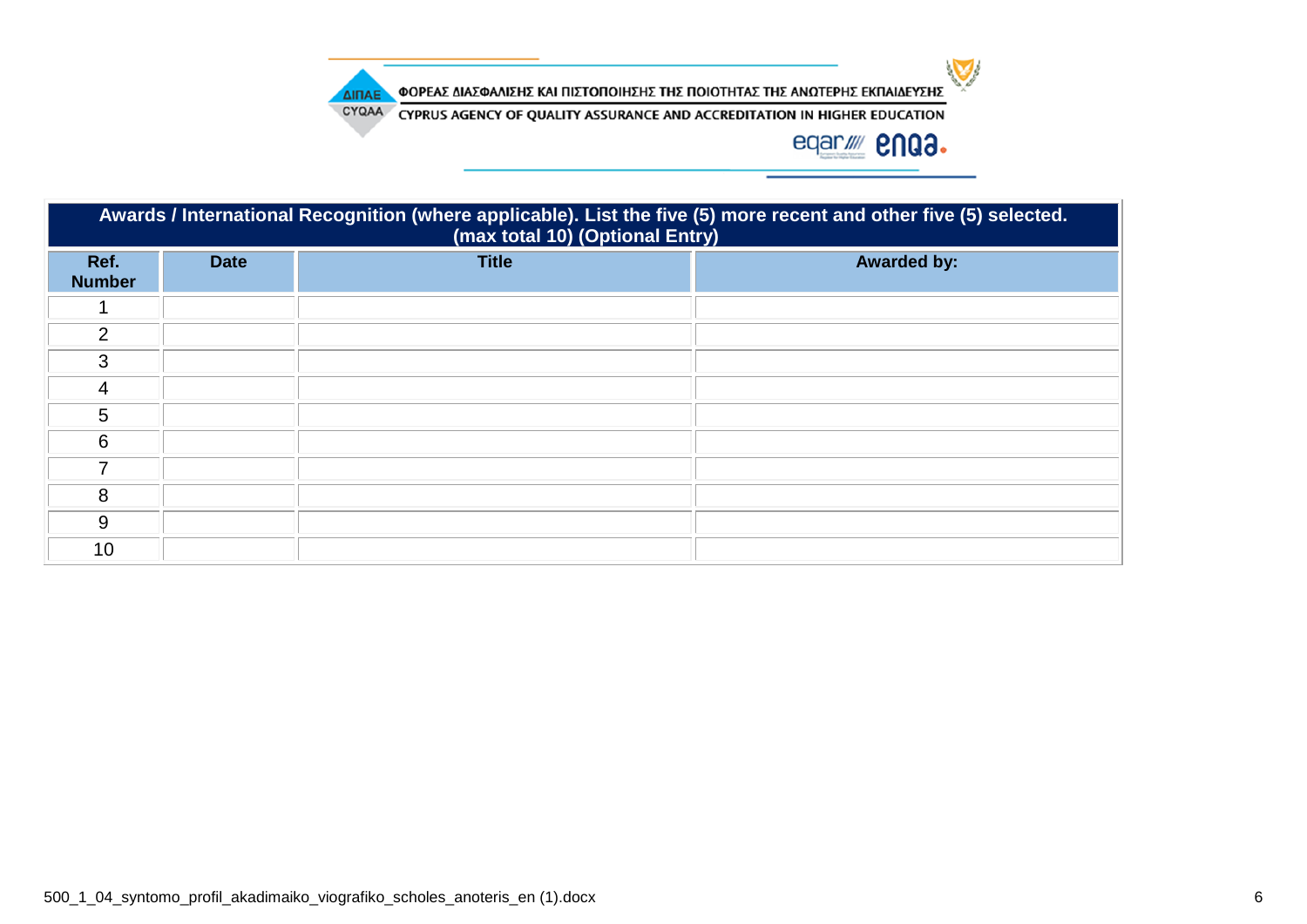| Awards / International Recognition (where applicable). List the five (5) more recent and other five (5) selected. (max total 10) (Optional Entry) | | | |
|---|---|---|---|
| **Ref. Number** | **Date** | **Title** | **Awarded by:** |
| 1 | | | |
| 2 | | | |
| 3 | | | |
| 4 | | | |
| 5 | | | |
| 6 | | | |
| 7 | | | |
| 8 | | | |
| 9 | | | |
| 10 | | | |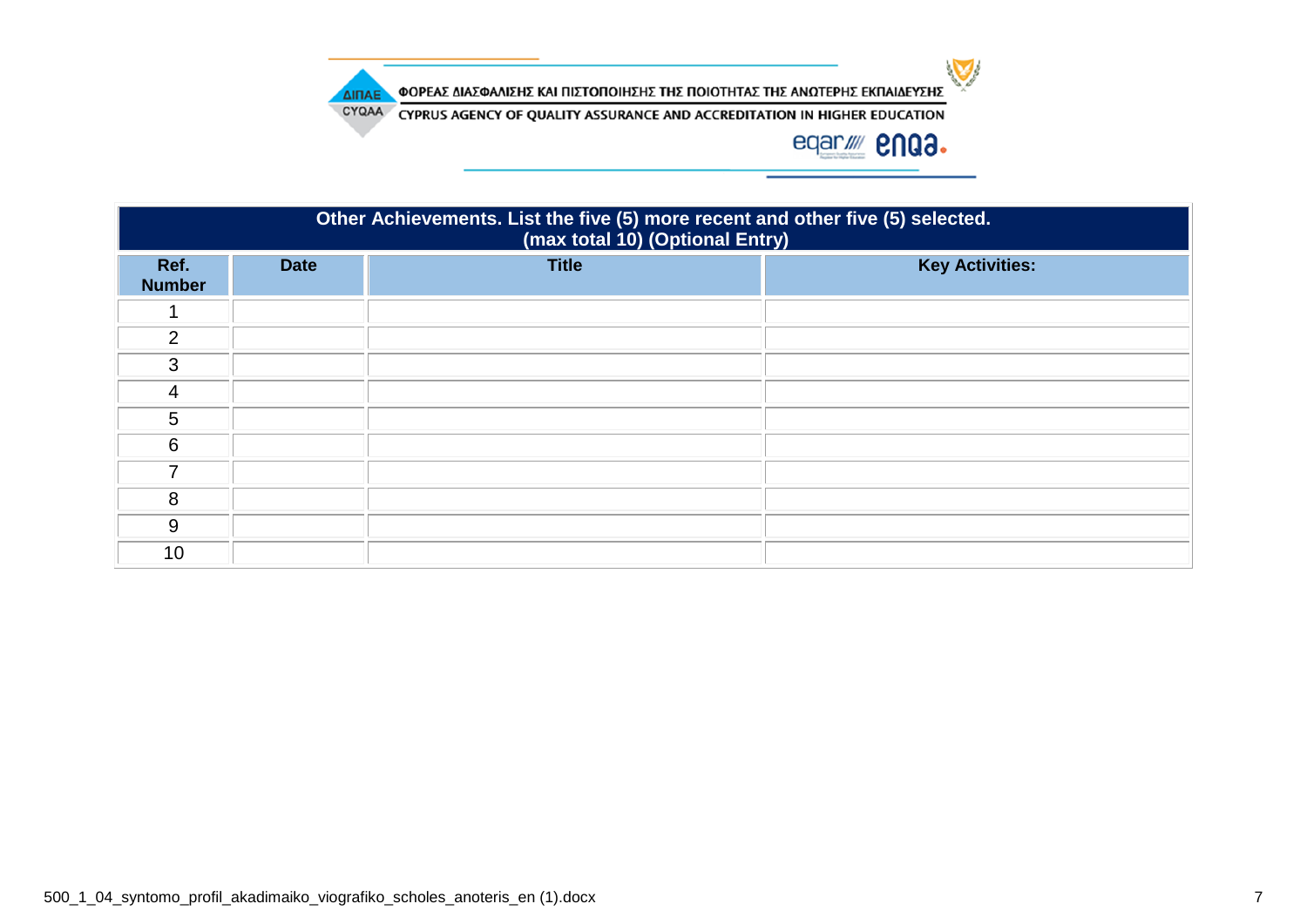ΦΟΡΕΑΣ ΔΙΑΣΦΑΛΙΣΗΣ ΚΑΙ ΠΙΣΤΟΠΟΙΗΣΗΣ ΤΗΣ ΠΟΙΟΤΗΤΑΣ ΤΗΣ ΑΝΩΤΕΡΗΣ ΕΚΠΑΙΔΕΥΣΗΣ
CYPRUS AGENCY OF QUALITY ASSURANCE AND ACCREDITATION IN HIGHER EDUCATION

| Other Achievements. List the five (5) more recent and other five (5) selected. (max total 10) (Optional Entry) | | | |
|---|---|---|---|
| **Ref. Number** | **Date** | **Title** | **Key Activities:** |
| 1 | | | |
| 2 | | | |
| 3 | | | |
| 4 | | | |
| 5 | | | |
| 6 | | | |
| 7 | | | |
| 8 | | | |
| 9 | | | |
| 10 | | | |